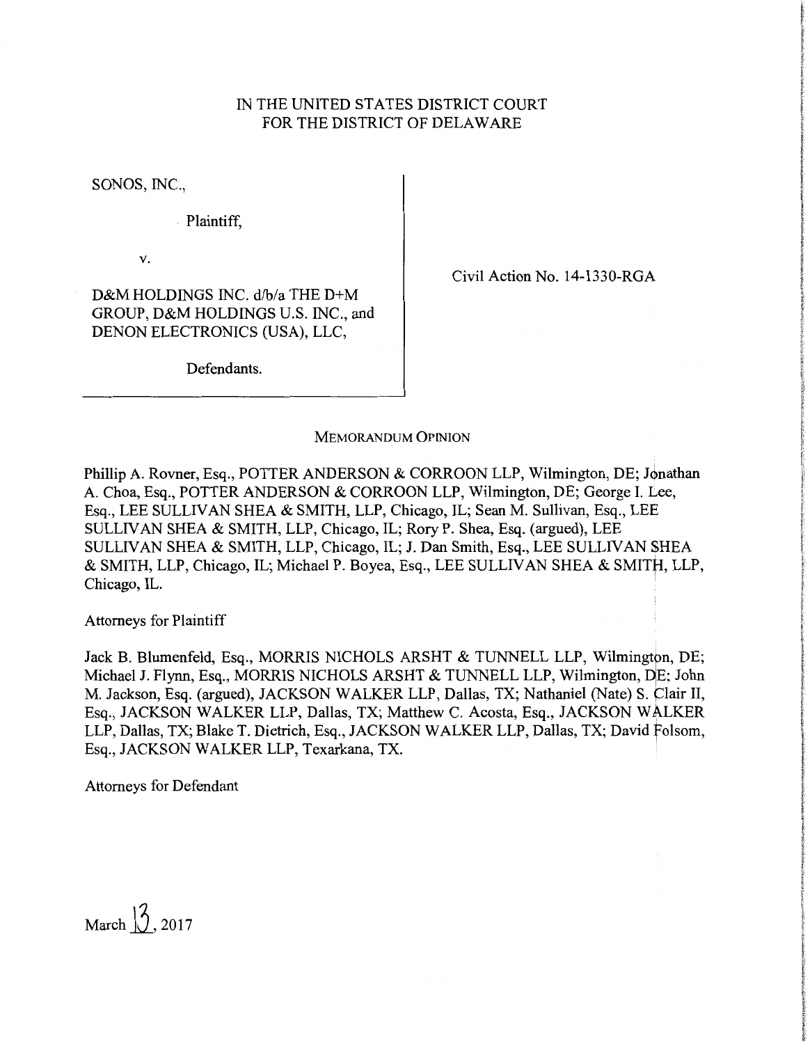IN THE UNITED STATES DISTRICT COURT
FOR THE DISTRICT OF DELAWARE

SONOS, INC.,

Plaintiff,

v.

D&M HOLDINGS INC. d/b/a THE D+M GROUP, D&M HOLDINGS U.S. INC., and DENON ELECTRONICS (USA), LLC,

Defendants.

Civil Action No. 14-1330-RGA

MEMORANDUM OPINION

Phillip A. Rovner, Esq., POTTER ANDERSON & CORROON LLP, Wilmington, DE; Jonathan A. Choa, Esq., POTTER ANDERSON & CORROON LLP, Wilmington, DE; George I. Lee, Esq., LEE SULLIVAN SHEA & SMITH, LLP, Chicago, IL; Sean M. Sullivan, Esq., LEE SULLIVAN SHEA & SMITH, LLP, Chicago, IL; Rory P. Shea, Esq. (argued), LEE SULLIVAN SHEA & SMITH, LLP, Chicago, IL; J. Dan Smith, Esq., LEE SULLIVAN SHEA & SMITH, LLP, Chicago, IL; Michael P. Boyea, Esq., LEE SULLIVAN SHEA & SMITH, LLP, Chicago, IL.

Attorneys for Plaintiff

Jack B. Blumenfeld, Esq., MORRIS NICHOLS ARSHT & TUNNELL LLP, Wilmington, DE; Michael J. Flynn, Esq., MORRIS NICHOLS ARSHT & TUNNELL LLP, Wilmington, DE; John M. Jackson, Esq. (argued), JACKSON WALKER LLP, Dallas, TX; Nathaniel (Nate) S. Clair II, Esq., JACKSON WALKER LLP, Dallas, TX; Matthew C. Acosta, Esq., JACKSON WALKER LLP, Dallas, TX; Blake T. Dietrich, Esq., JACKSON WALKER LLP, Dallas, TX; David Folsom, Esq., JACKSON WALKER LLP, Texarkana, TX.

Attorneys for Defendant

March 13, 2017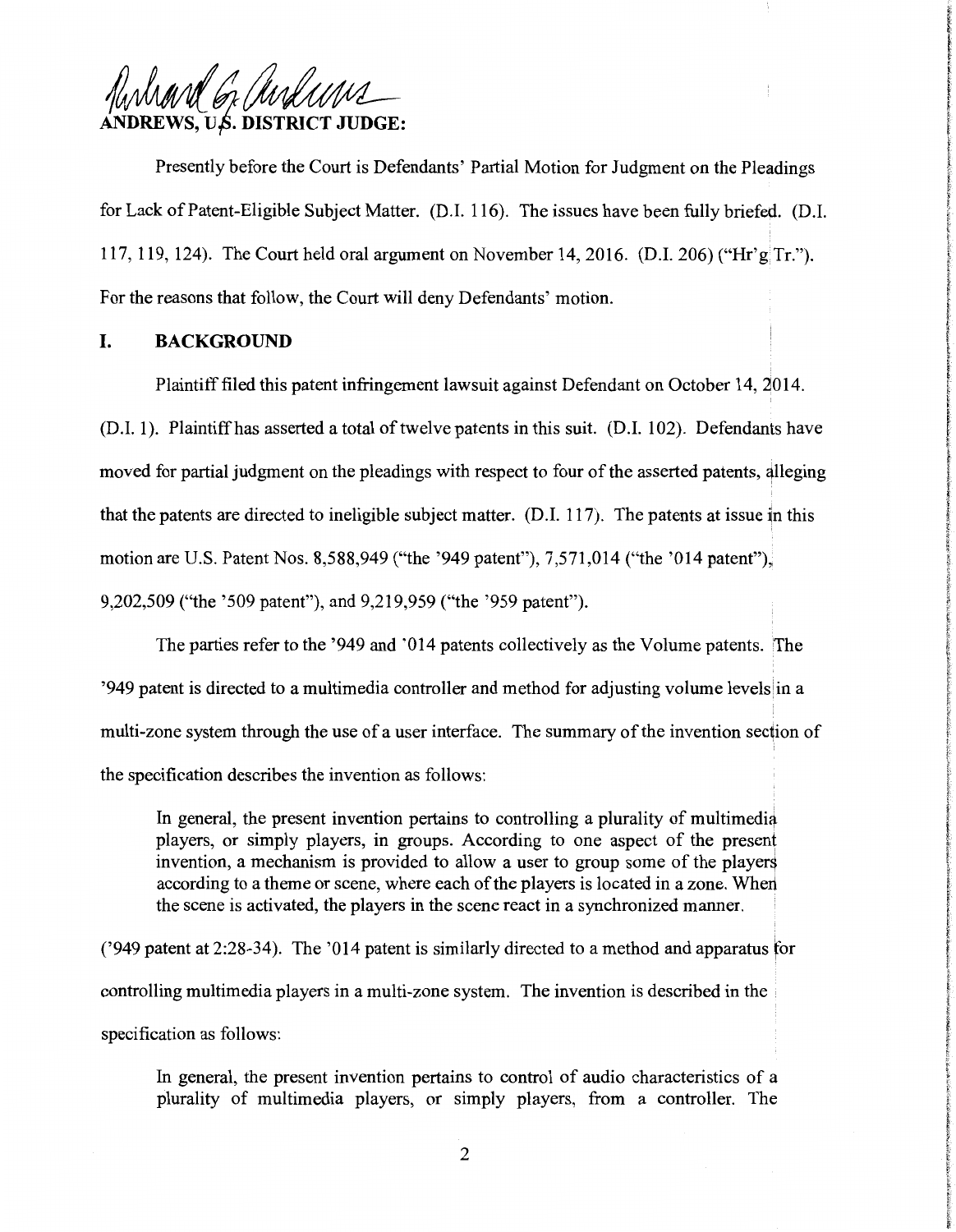ANDREWS, U.S. DISTRICT JUDGE:

Presently before the Court is Defendants' Partial Motion for Judgment on the Pleadings for Lack of Patent-Eligible Subject Matter. (D.I. 116). The issues have been fully briefed. (D.I. 117, 119, 124). The Court held oral argument on November 14, 2016. (D.I. 206) ("Hr'g Tr."). For the reasons that follow, the Court will deny Defendants' motion.

## I. BACKGROUND

Plaintiff filed this patent infringement lawsuit against Defendant on October 14, 2014. (D.I. 1). Plaintiff has asserted a total of twelve patents in this suit. (D.I. 102). Defendants have moved for partial judgment on the pleadings with respect to four of the asserted patents, alleging that the patents are directed to ineligible subject matter. (D.I. 117). The patents at issue in this motion are U.S. Patent Nos. 8,588,949 ("the '949 patent"), 7,571,014 ("the '014 patent"), 9,202,509 ("the '509 patent"), and 9,219,959 ("the '959 patent").

The parties refer to the '949 and '014 patents collectively as the Volume patents. The '949 patent is directed to a multimedia controller and method for adjusting volume levels in a multi-zone system through the use of a user interface. The summary of the invention section of the specification describes the invention as follows:

> In general, the present invention pertains to controlling a plurality of multimedia players, or simply players, in groups. According to one aspect of the present invention, a mechanism is provided to allow a user to group some of the players according to a theme or scene, where each of the players is located in a zone. When the scene is activated, the players in the scene react in a synchronized manner.

('949 patent at 2:28-34). The '014 patent is similarly directed to a method and apparatus for controlling multimedia players in a multi-zone system. The invention is described in the specification as follows:

> In general, the present invention pertains to control of audio characteristics of a plurality of multimedia players, or simply players, from a controller. The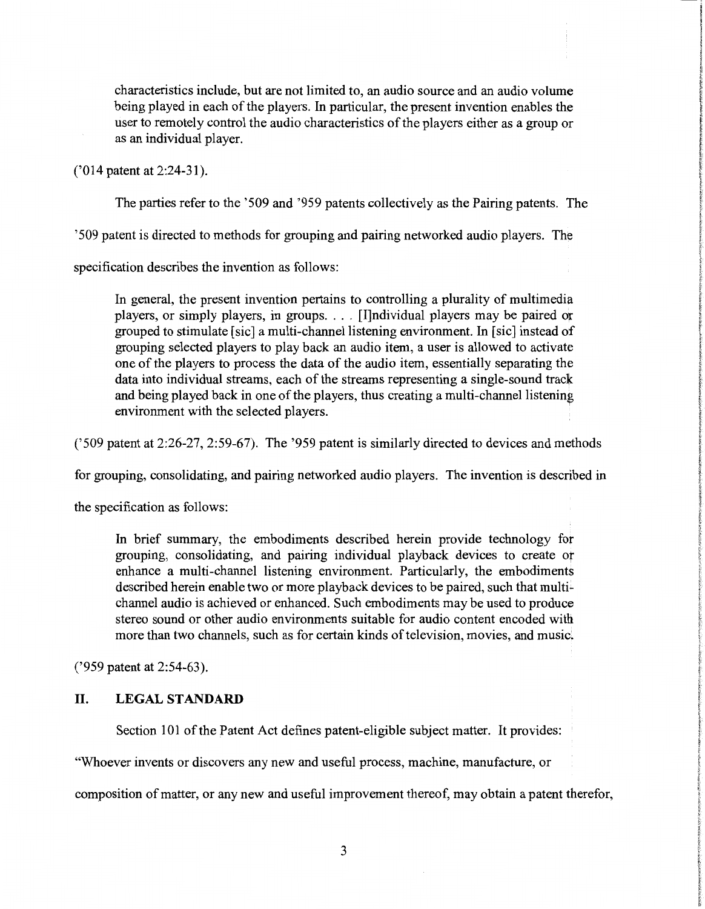characteristics include, but are not limited to, an audio source and an audio volume being played in each of the players. In particular, the present invention enables the user to remotely control the audio characteristics of the players either as a group or as an individual player.

('014 patent at 2:24-31).

The parties refer to the '509 and '959 patents collectively as the Pairing patents. The '509 patent is directed to methods for grouping and pairing networked audio players. The specification describes the invention as follows:

> In general, the present invention pertains to controlling a plurality of multimedia players, or simply players, in groups. . . . [I]ndividual players may be paired or grouped to stimulate [sic] a multi-channel listening environment. In [sic] instead of grouping selected players to play back an audio item, a user is allowed to activate one of the players to process the data of the audio item, essentially separating the data into individual streams, each of the streams representing a single-sound track and being played back in one of the players, thus creating a multi-channel listening environment with the selected players.

('509 patent at 2:26-27, 2:59-67). The '959 patent is similarly directed to devices and methods for grouping, consolidating, and pairing networked audio players. The invention is described in the specification as follows:

> In brief summary, the embodiments described herein provide technology for grouping, consolidating, and pairing individual playback devices to create or enhance a multi-channel listening environment. Particularly, the embodiments described herein enable two or more playback devices to be paired, such that multi-channel audio is achieved or enhanced. Such embodiments may be used to produce stereo sound or other audio environments suitable for audio content encoded with more than two channels, such as for certain kinds of television, movies, and music.

('959 patent at 2:54-63).

## II. LEGAL STANDARD

Section 101 of the Patent Act defines patent-eligible subject matter. It provides: "Whoever invents or discovers any new and useful process, machine, manufacture, or composition of matter, or any new and useful improvement thereof, may obtain a patent therefor,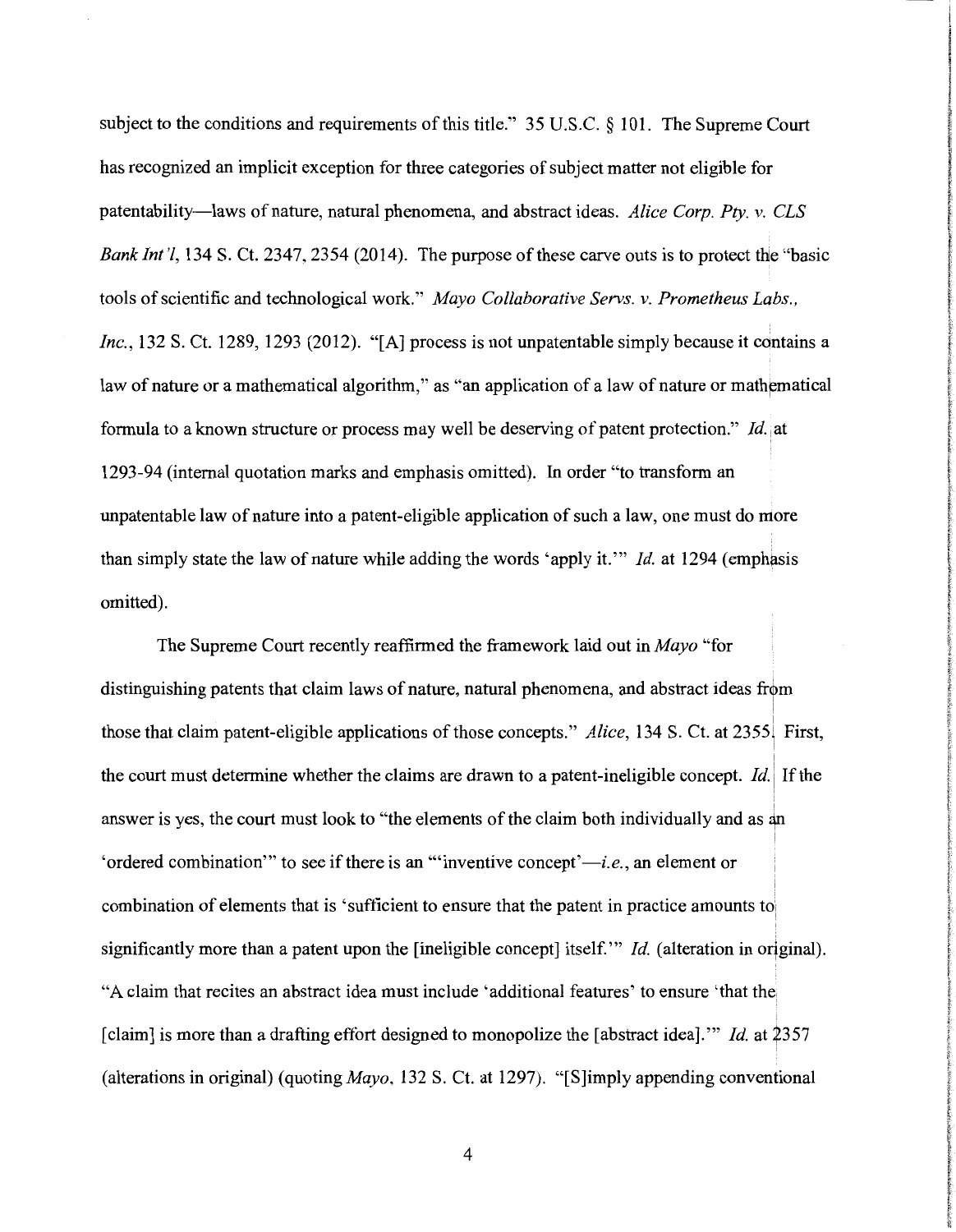subject to the conditions and requirements of this title." 35 U.S.C. § 101. The Supreme Court has recognized an implicit exception for three categories of subject matter not eligible for patentability—laws of nature, natural phenomena, and abstract ideas. *Alice Corp. Pty. v. CLS Bank Int'l*, 134 S. Ct. 2347, 2354 (2014). The purpose of these carve outs is to protect the "basic tools of scientific and technological work." *Mayo Collaborative Servs. v. Prometheus Labs., Inc.*, 132 S. Ct. 1289, 1293 (2012). "[A] process is not unpatentable simply because it contains a law of nature or a mathematical algorithm," as "an application of a law of nature or mathematical formula to a known structure or process may well be deserving of patent protection." *Id.* at 1293-94 (internal quotation marks and emphasis omitted). In order "to transform an unpatentable law of nature into a patent-eligible application of such a law, one must do more than simply state the law of nature while adding the words 'apply it.'" *Id.* at 1294 (emphasis omitted).

The Supreme Court recently reaffirmed the framework laid out in *Mayo* "for distinguishing patents that claim laws of nature, natural phenomena, and abstract ideas from those that claim patent-eligible applications of those concepts." *Alice*, 134 S. Ct. at 2355. First, the court must determine whether the claims are drawn to a patent-ineligible concept. *Id.* If the answer is yes, the court must look to "the elements of the claim both individually and as an 'ordered combination'" to see if there is an "'inventive concept'—*i.e.*, an element or combination of elements that is 'sufficient to ensure that the patent in practice amounts to significantly more than a patent upon the [ineligible concept] itself.'" *Id.* (alteration in original). "A claim that recites an abstract idea must include 'additional features' to ensure 'that the [claim] is more than a drafting effort designed to monopolize the [abstract idea].'" *Id.* at 2357 (alterations in original) (quoting *Mayo*, 132 S. Ct. at 1297). "[S]imply appending conventional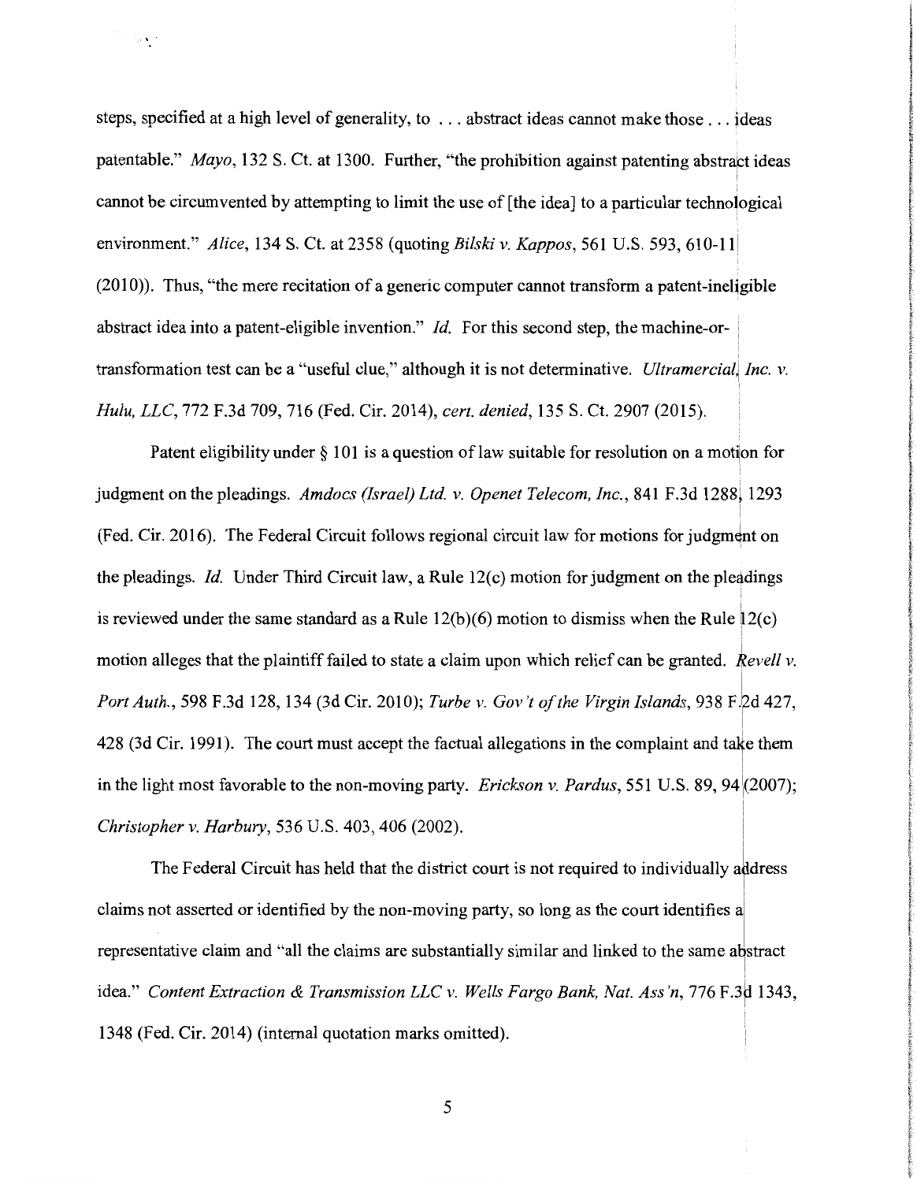steps, specified at a high level of generality, to . . . abstract ideas cannot make those . . . ideas patentable." *Mayo*, 132 S. Ct. at 1300. Further, "the prohibition against patenting abstract ideas cannot be circumvented by attempting to limit the use of [the idea] to a particular technological environment." *Alice*, 134 S. Ct. at 2358 (quoting *Bilski v. Kappos*, 561 U.S. 593, 610-11 (2010)). Thus, "the mere recitation of a generic computer cannot transform a patent-ineligible abstract idea into a patent-eligible invention." *Id.* For this second step, the machine-or-transformation test can be a "useful clue," although it is not determinative. *Ultramercial, Inc. v. Hulu, LLC*, 772 F.3d 709, 716 (Fed. Cir. 2014), *cert. denied*, 135 S. Ct. 2907 (2015).

Patent eligibility under § 101 is a question of law suitable for resolution on a motion for judgment on the pleadings. *Amdocs (Israel) Ltd. v. Openet Telecom, Inc.*, 841 F.3d 1288, 1293 (Fed. Cir. 2016). The Federal Circuit follows regional circuit law for motions for judgment on the pleadings. *Id.* Under Third Circuit law, a Rule 12(c) motion for judgment on the pleadings is reviewed under the same standard as a Rule 12(b)(6) motion to dismiss when the Rule 12(c) motion alleges that the plaintiff failed to state a claim upon which relief can be granted. *Revell v. Port Auth.*, 598 F.3d 128, 134 (3d Cir. 2010); *Turbe v. Gov't of the Virgin Islands*, 938 F.2d 427, 428 (3d Cir. 1991). The court must accept the factual allegations in the complaint and take them in the light most favorable to the non-moving party. *Erickson v. Pardus*, 551 U.S. 89, 94 (2007); *Christopher v. Harbury*, 536 U.S. 403, 406 (2002).

The Federal Circuit has held that the district court is not required to individually address claims not asserted or identified by the non-moving party, so long as the court identifies a representative claim and "all the claims are substantially similar and linked to the same abstract idea." *Content Extraction & Transmission LLC v. Wells Fargo Bank, Nat. Ass'n*, 776 F.3d 1343, 1348 (Fed. Cir. 2014) (internal quotation marks omitted).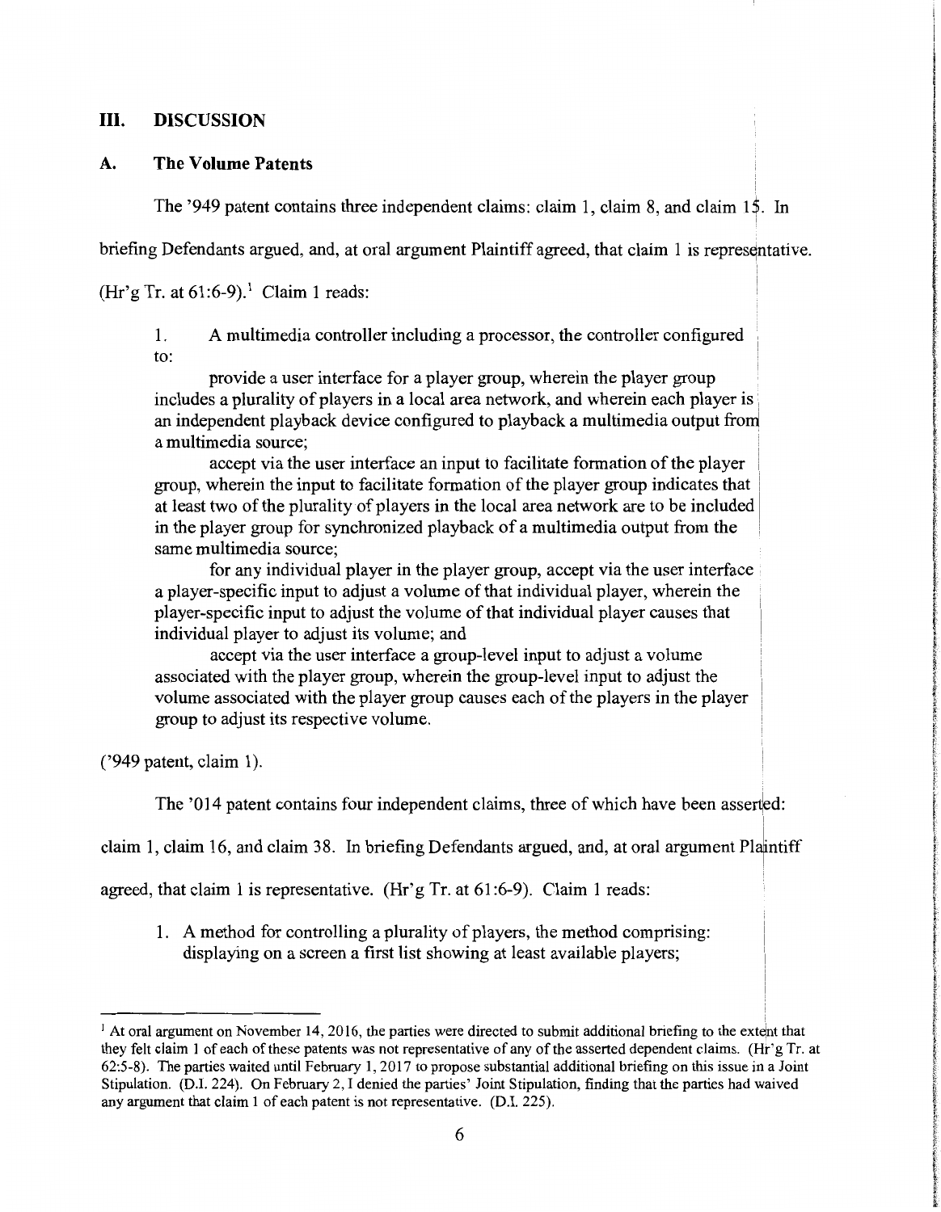## III. DISCUSSION

### A. The Volume Patents

The '949 patent contains three independent claims: claim 1, claim 8, and claim 15. In briefing Defendants argued, and, at oral argument Plaintiff agreed, that claim 1 is representative. (Hr'g Tr. at 61:6-9).[1] Claim 1 reads:

> 1. A multimedia controller including a processor, the controller configured to:
>
> provide a user interface for a player group, wherein the player group includes a plurality of players in a local area network, and wherein each player is an independent playback device configured to playback a multimedia output from a multimedia source;
>
> accept via the user interface an input to facilitate formation of the player group, wherein the input to facilitate formation of the player group indicates that at least two of the plurality of players in the local area network are to be included in the player group for synchronized playback of a multimedia output from the same multimedia source;
>
> for any individual player in the player group, accept via the user interface a player-specific input to adjust a volume of that individual player, wherein the player-specific input to adjust the volume of that individual player causes that individual player to adjust its volume; and
>
> accept via the user interface a group-level input to adjust a volume associated with the player group, wherein the group-level input to adjust the volume associated with the player group causes each of the players in the player group to adjust its respective volume.

('949 patent, claim 1).

The '014 patent contains four independent claims, three of which have been asserted: claim 1, claim 16, and claim 38. In briefing Defendants argued, and, at oral argument Plaintiff agreed, that claim 1 is representative. (Hr'g Tr. at 61:6-9). Claim 1 reads:

> 1. A method for controlling a plurality of players, the method comprising:
> displaying on a screen a first list showing at least available players;

---

[1] At oral argument on November 14, 2016, the parties were directed to submit additional briefing to the extent that they felt claim 1 of each of these patents was not representative of any of the asserted dependent claims. (Hr'g Tr. at 62:5-8). The parties waited until February 1, 2017 to propose substantial additional briefing on this issue in a Joint Stipulation. (D.I. 224). On February 2, I denied the parties' Joint Stipulation, finding that the parties had waived any argument that claim 1 of each patent is not representative. (D.I. 225).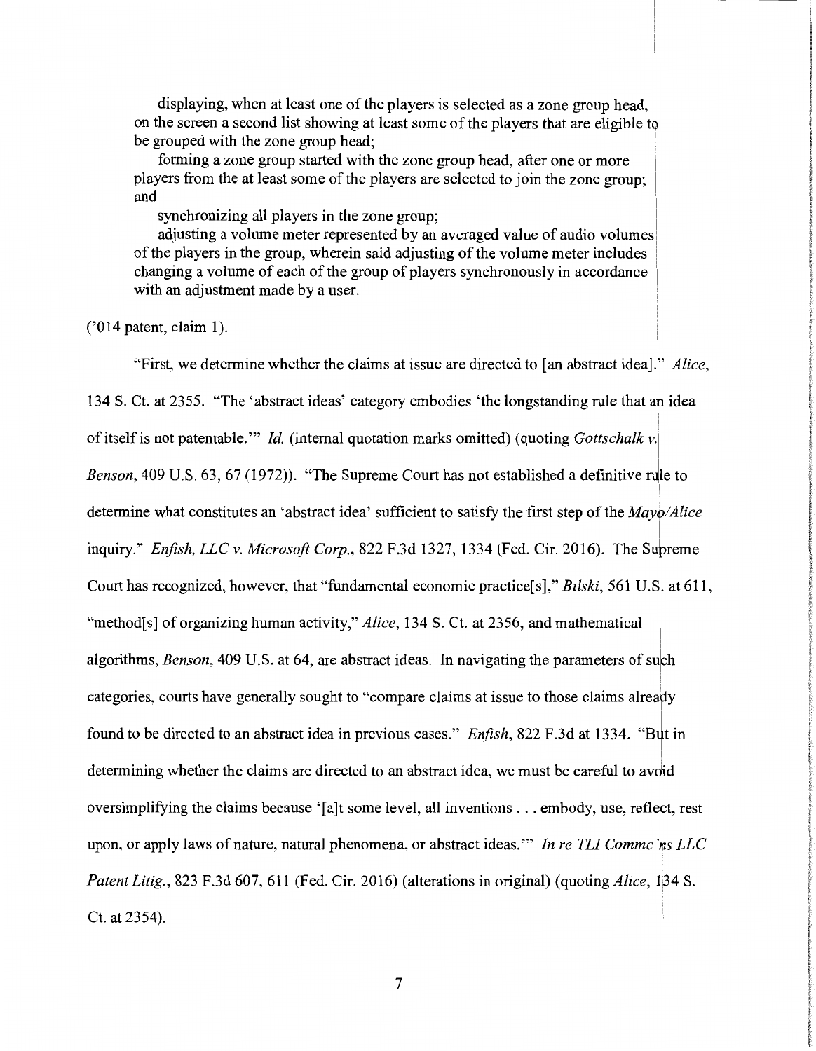> displaying, when at least one of the players is selected as a zone group head, on the screen a second list showing at least some of the players that are eligible to be grouped with the zone group head;
>
> forming a zone group started with the zone group head, after one or more players from the at least some of the players are selected to join the zone group; and
>
> synchronizing all players in the zone group;
>
> adjusting a volume meter represented by an averaged value of audio volumes of the players in the group, wherein said adjusting of the volume meter includes changing a volume of each of the group of players synchronously in accordance with an adjustment made by a user.

('014 patent, claim 1).

"First, we determine whether the claims at issue are directed to [an abstract idea]." *Alice*, 134 S. Ct. at 2355. "The 'abstract ideas' category embodies 'the longstanding rule that an idea of itself is not patentable.'" *Id.* (internal quotation marks omitted) (quoting *Gottschalk v. Benson*, 409 U.S. 63, 67 (1972)). "The Supreme Court has not established a definitive rule to determine what constitutes an 'abstract idea' sufficient to satisfy the first step of the *Mayo/Alice* inquiry." *Enfish, LLC v. Microsoft Corp.*, 822 F.3d 1327, 1334 (Fed. Cir. 2016). The Supreme Court has recognized, however, that "fundamental economic practice[s]," *Bilski*, 561 U.S. at 611, "method[s] of organizing human activity," *Alice*, 134 S. Ct. at 2356, and mathematical algorithms, *Benson*, 409 U.S. at 64, are abstract ideas. In navigating the parameters of such categories, courts have generally sought to "compare claims at issue to those claims already found to be directed to an abstract idea in previous cases." *Enfish*, 822 F.3d at 1334. "But in determining whether the claims are directed to an abstract idea, we must be careful to avoid oversimplifying the claims because '[a]t some level, all inventions . . . embody, use, reflect, rest upon, or apply laws of nature, natural phenomena, or abstract ideas.'" *In re TLI Commc'ns LLC Patent Litig.*, 823 F.3d 607, 611 (Fed. Cir. 2016) (alterations in original) (quoting *Alice*, 134 S. Ct. at 2354).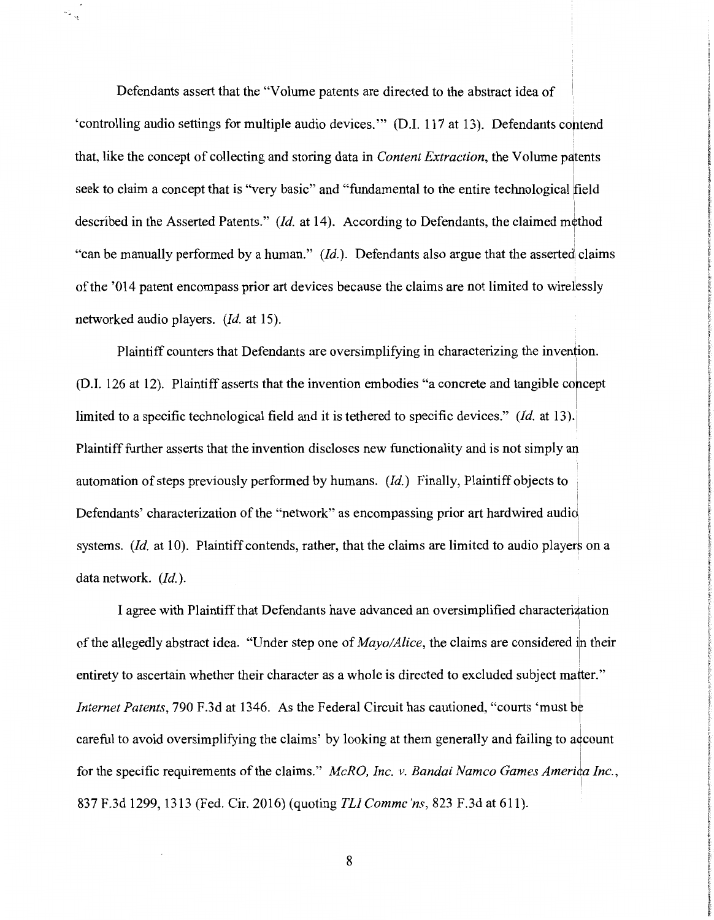Defendants assert that the "Volume patents are directed to the abstract idea of 'controlling audio settings for multiple audio devices.'" (D.I. 117 at 13). Defendants contend that, like the concept of collecting and storing data in *Content Extraction*, the Volume patents seek to claim a concept that is "very basic" and "fundamental to the entire technological field described in the Asserted Patents." (*Id.* at 14). According to Defendants, the claimed method "can be manually performed by a human." (*Id.*). Defendants also argue that the asserted claims of the '014 patent encompass prior art devices because the claims are not limited to wirelessly networked audio players. (*Id.* at 15).

Plaintiff counters that Defendants are oversimplifying in characterizing the invention. (D.I. 126 at 12). Plaintiff asserts that the invention embodies "a concrete and tangible concept limited to a specific technological field and it is tethered to specific devices." (*Id.* at 13). Plaintiff further asserts that the invention discloses new functionality and is not simply an automation of steps previously performed by humans. (*Id.*) Finally, Plaintiff objects to Defendants' characterization of the "network" as encompassing prior art hardwired audio systems. (*Id.* at 10). Plaintiff contends, rather, that the claims are limited to audio players on a data network. (*Id.*).

I agree with Plaintiff that Defendants have advanced an oversimplified characterization of the allegedly abstract idea. "Under step one of *Mayo/Alice*, the claims are considered in their entirety to ascertain whether their character as a whole is directed to excluded subject matter." *Internet Patents*, 790 F.3d at 1346. As the Federal Circuit has cautioned, "courts 'must be careful to avoid oversimplifying the claims' by looking at them generally and failing to account for the specific requirements of the claims." *McRO, Inc. v. Bandai Namco Games America Inc.*, 837 F.3d 1299, 1313 (Fed. Cir. 2016) (quoting *TLI Commc'ns*, 823 F.3d at 611).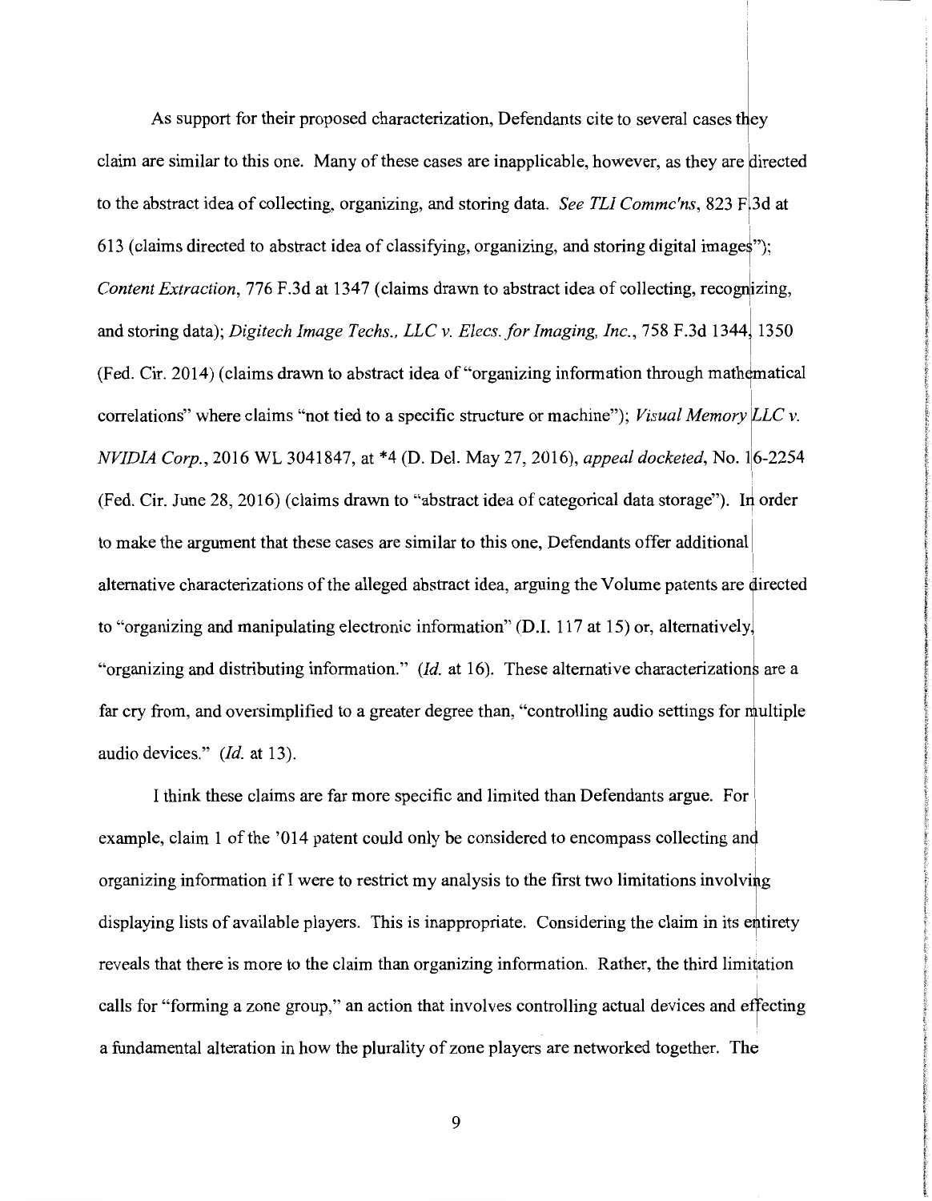As support for their proposed characterization, Defendants cite to several cases they claim are similar to this one. Many of these cases are inapplicable, however, as they are directed to the abstract idea of collecting, organizing, and storing data. *See TLI Commc'ns*, 823 F.3d at 613 (claims directed to abstract idea of classifying, organizing, and storing digital images"); *Content Extraction*, 776 F.3d at 1347 (claims drawn to abstract idea of collecting, recognizing, and storing data); *Digitech Image Techs., LLC v. Elecs. for Imaging, Inc.*, 758 F.3d 1344, 1350 (Fed. Cir. 2014) (claims drawn to abstract idea of "organizing information through mathematical correlations" where claims "not tied to a specific structure or machine"); *Visual Memory LLC v. NVIDIA Corp.*, 2016 WL 3041847, at *4 (D. Del. May 27, 2016), *appeal docketed*, No. 16-2254 (Fed. Cir. June 28, 2016) (claims drawn to "abstract idea of categorical data storage"). In order to make the argument that these cases are similar to this one, Defendants offer additional alternative characterizations of the alleged abstract idea, arguing the Volume patents are directed to "organizing and manipulating electronic information" (D.I. 117 at 15) or, alternatively, "organizing and distributing information." (*Id.* at 16). These alternative characterizations are a far cry from, and oversimplified to a greater degree than, "controlling audio settings for multiple audio devices." (*Id.* at 13).

I think these claims are far more specific and limited than Defendants argue. For example, claim 1 of the '014 patent could only be considered to encompass collecting and organizing information if I were to restrict my analysis to the first two limitations involving displaying lists of available players. This is inappropriate. Considering the claim in its entirety reveals that there is more to the claim than organizing information. Rather, the third limitation calls for "forming a zone group," an action that involves controlling actual devices and effecting a fundamental alteration in how the plurality of zone players are networked together. The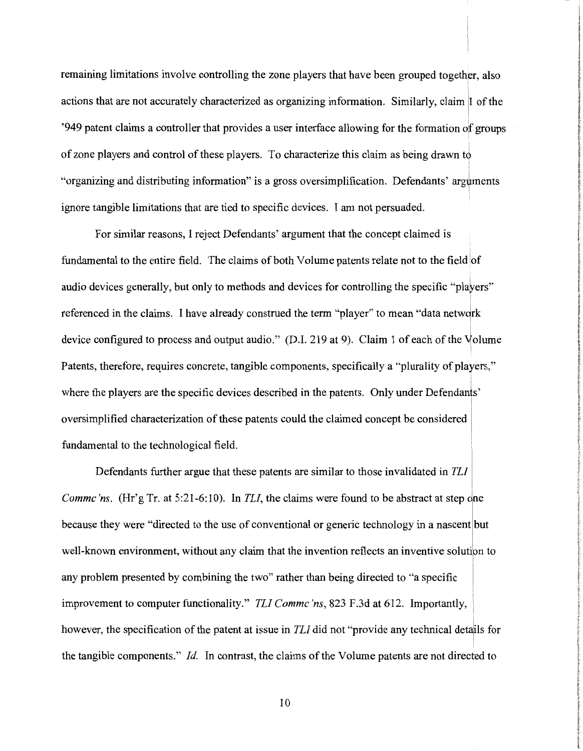remaining limitations involve controlling the zone players that have been grouped together, also actions that are not accurately characterized as organizing information. Similarly, claim 1 of the '949 patent claims a controller that provides a user interface allowing for the formation of groups of zone players and control of these players. To characterize this claim as being drawn to "organizing and distributing information" is a gross oversimplification. Defendants' arguments ignore tangible limitations that are tied to specific devices. I am not persuaded.

For similar reasons, I reject Defendants' argument that the concept claimed is fundamental to the entire field. The claims of both Volume patents relate not to the field of audio devices generally, but only to methods and devices for controlling the specific "players" referenced in the claims. I have already construed the term "player" to mean "data network device configured to process and output audio." (D.I. 219 at 9). Claim 1 of each of the Volume Patents, therefore, requires concrete, tangible components, specifically a "plurality of players," where the players are the specific devices described in the patents. Only under Defendants' oversimplified characterization of these patents could the claimed concept be considered fundamental to the technological field.

Defendants further argue that these patents are similar to those invalidated in *TLI Commc'ns*. (Hr'g Tr. at 5:21-6:10). In *TLI*, the claims were found to be abstract at step one because they were "directed to the use of conventional or generic technology in a nascent but well-known environment, without any claim that the invention reflects an inventive solution to any problem presented by combining the two" rather than being directed to "a specific improvement to computer functionality." *TLI Commc'ns*, 823 F.3d at 612. Importantly, however, the specification of the patent at issue in *TLI* did not "provide any technical details for the tangible components." *Id.* In contrast, the claims of the Volume patents are not directed to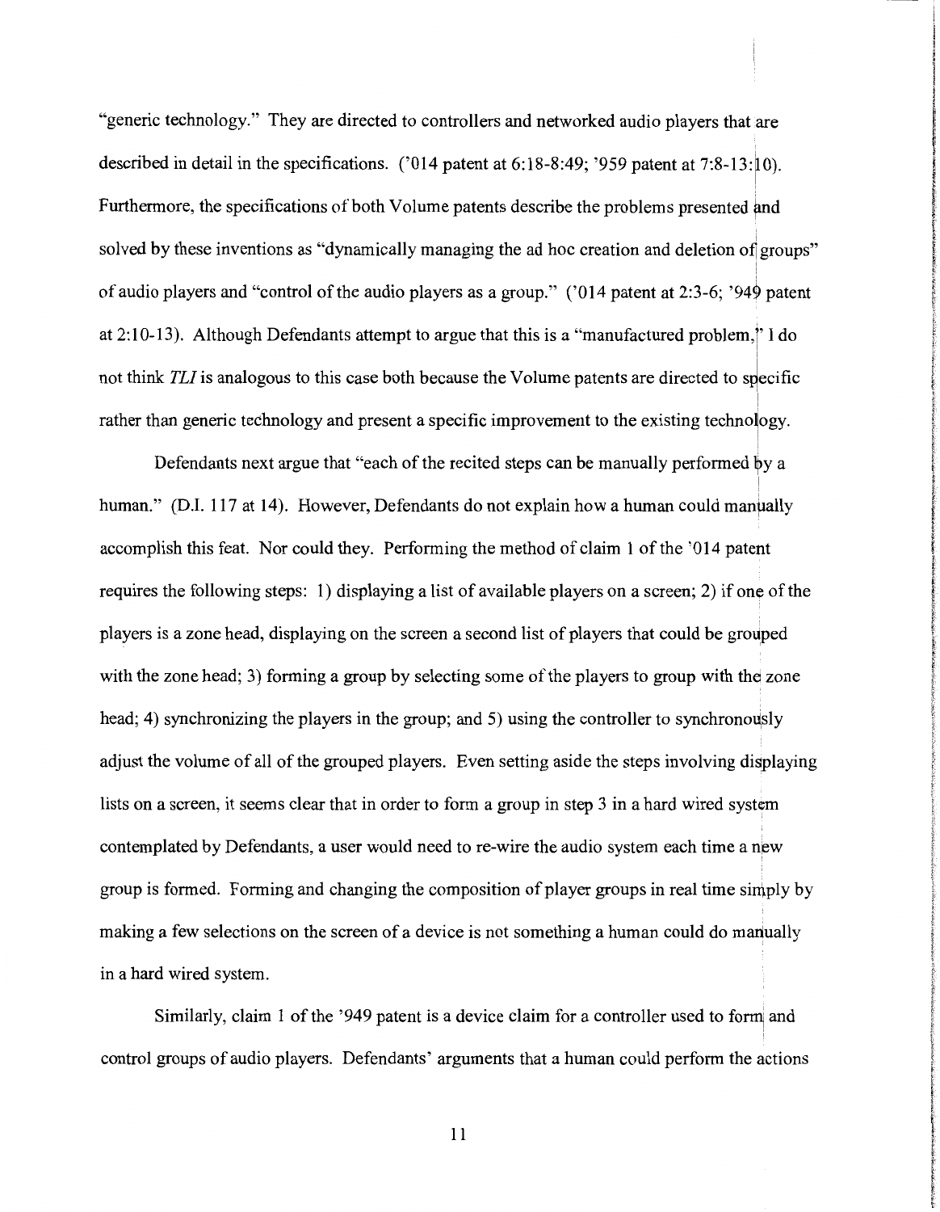"generic technology." They are directed to controllers and networked audio players that are described in detail in the specifications. ('014 patent at 6:18-8:49; '959 patent at 7:8-13:10). Furthermore, the specifications of both Volume patents describe the problems presented and solved by these inventions as "dynamically managing the ad hoc creation and deletion of groups" of audio players and "control of the audio players as a group." ('014 patent at 2:3-6; '949 patent at 2:10-13). Although Defendants attempt to argue that this is a "manufactured problem," I do not think *TLI* is analogous to this case both because the Volume patents are directed to specific rather than generic technology and present a specific improvement to the existing technology.

Defendants next argue that "each of the recited steps can be manually performed by a human." (D.I. 117 at 14). However, Defendants do not explain how a human could manually accomplish this feat. Nor could they. Performing the method of claim 1 of the '014 patent requires the following steps: 1) displaying a list of available players on a screen; 2) if one of the players is a zone head, displaying on the screen a second list of players that could be grouped with the zone head; 3) forming a group by selecting some of the players to group with the zone head; 4) synchronizing the players in the group; and 5) using the controller to synchronously adjust the volume of all of the grouped players. Even setting aside the steps involving displaying lists on a screen, it seems clear that in order to form a group in step 3 in a hard wired system contemplated by Defendants, a user would need to re-wire the audio system each time a new group is formed. Forming and changing the composition of player groups in real time simply by making a few selections on the screen of a device is not something a human could do manually in a hard wired system.

Similarly, claim 1 of the '949 patent is a device claim for a controller used to form and control groups of audio players. Defendants' arguments that a human could perform the actions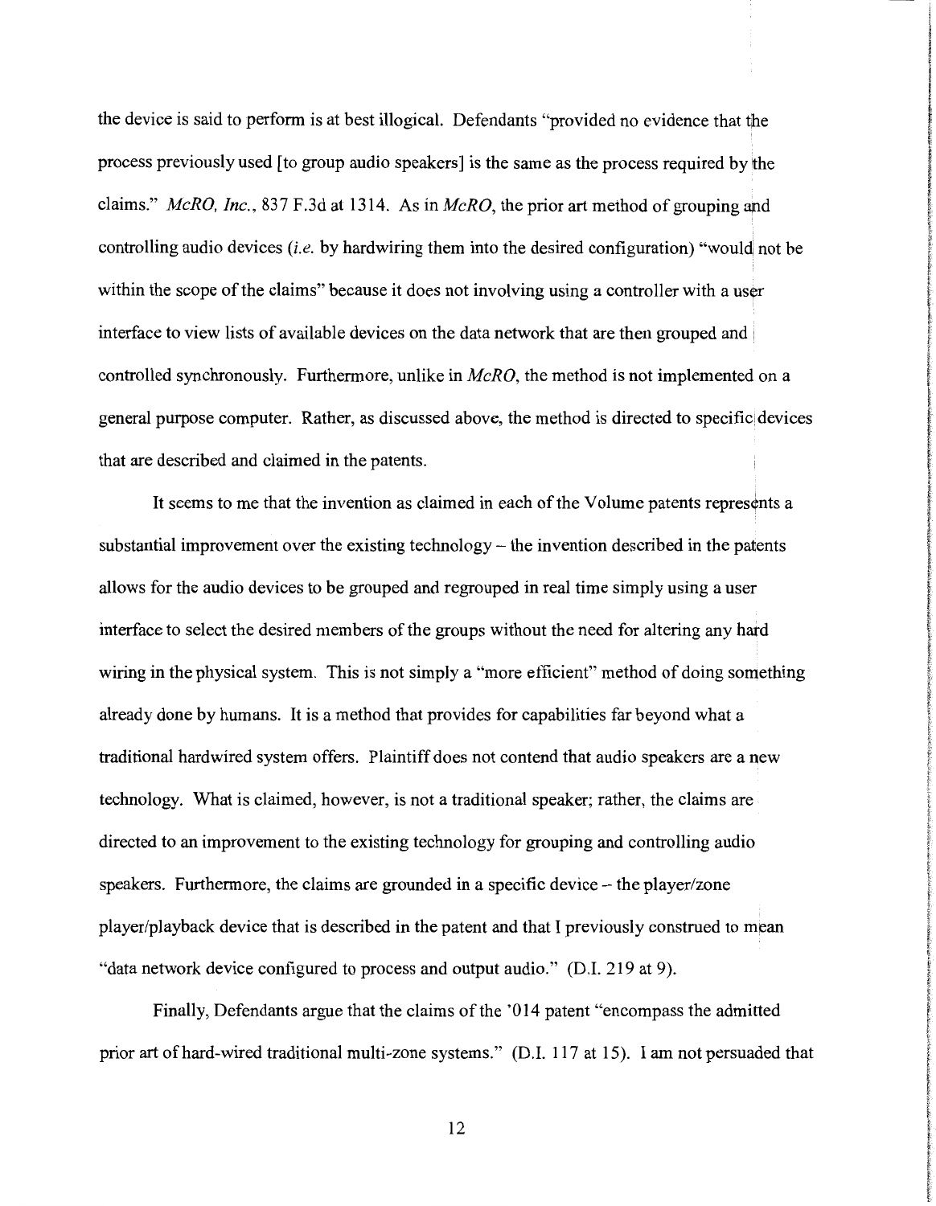the device is said to perform is at best illogical. Defendants "provided no evidence that the process previously used [to group audio speakers] is the same as the process required by the claims." *McRO, Inc.*, 837 F.3d at 1314. As in *McRO*, the prior art method of grouping and controlling audio devices (*i.e.* by hardwiring them into the desired configuration) "would not be within the scope of the claims" because it does not involving using a controller with a user interface to view lists of available devices on the data network that are then grouped and controlled synchronously. Furthermore, unlike in *McRO*, the method is not implemented on a general purpose computer. Rather, as discussed above, the method is directed to specific devices that are described and claimed in the patents.

It seems to me that the invention as claimed in each of the Volume patents represents a substantial improvement over the existing technology – the invention described in the patents allows for the audio devices to be grouped and regrouped in real time simply using a user interface to select the desired members of the groups without the need for altering any hard wiring in the physical system. This is not simply a "more efficient" method of doing something already done by humans. It is a method that provides for capabilities far beyond what a traditional hardwired system offers. Plaintiff does not contend that audio speakers are a new technology. What is claimed, however, is not a traditional speaker; rather, the claims are directed to an improvement to the existing technology for grouping and controlling audio speakers. Furthermore, the claims are grounded in a specific device – the player/zone player/playback device that is described in the patent and that I previously construed to mean "data network device configured to process and output audio." (D.I. 219 at 9).

Finally, Defendants argue that the claims of the '014 patent "encompass the admitted prior art of hard-wired traditional multi-zone systems." (D.I. 117 at 15). I am not persuaded that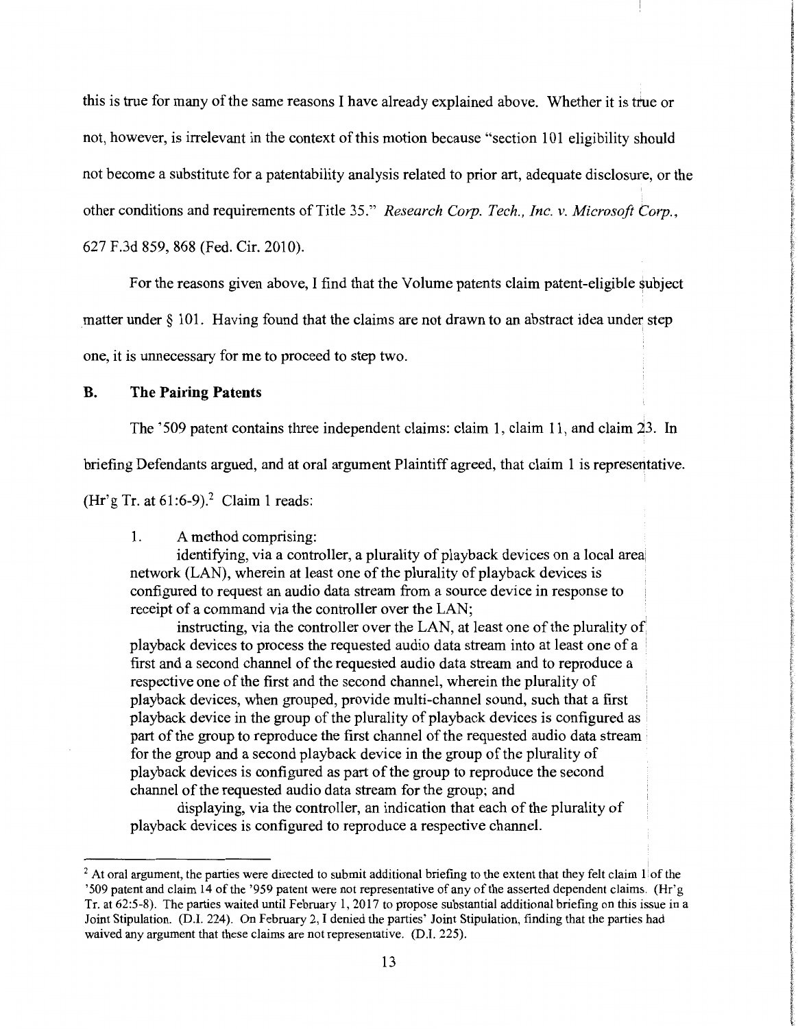this is true for many of the same reasons I have already explained above. Whether it is true or not, however, is irrelevant in the context of this motion because "section 101 eligibility should not become a substitute for a patentability analysis related to prior art, adequate disclosure, or the other conditions and requirements of Title 35." *Research Corp. Tech., Inc. v. Microsoft Corp.*, 627 F.3d 859, 868 (Fed. Cir. 2010).

For the reasons given above, I find that the Volume patents claim patent-eligible subject matter under § 101. Having found that the claims are not drawn to an abstract idea under step one, it is unnecessary for me to proceed to step two.

## B. The Pairing Patents

The '509 patent contains three independent claims: claim 1, claim 11, and claim 23. In briefing Defendants argued, and at oral argument Plaintiff agreed, that claim 1 is representative. (Hr'g Tr. at 61:6-9).[2] Claim 1 reads:

> 1. A method comprising:
>
> identifying, via a controller, a plurality of playback devices on a local area network (LAN), wherein at least one of the plurality of playback devices is configured to request an audio data stream from a source device in response to receipt of a command via the controller over the LAN;
>
> instructing, via the controller over the LAN, at least one of the plurality of playback devices to process the requested audio data stream into at least one of a first and a second channel of the requested audio data stream and to reproduce a respective one of the first and the second channel, wherein the plurality of playback devices, when grouped, provide multi-channel sound, such that a first playback device in the group of the plurality of playback devices is configured as part of the group to reproduce the first channel of the requested audio data stream for the group and a second playback device in the group of the plurality of playback devices is configured as part of the group to reproduce the second channel of the requested audio data stream for the group; and
>
> displaying, via the controller, an indication that each of the plurality of playback devices is configured to reproduce a respective channel.

---

[2] At oral argument, the parties were directed to submit additional briefing to the extent that they felt claim 1 of the '509 patent and claim 14 of the '959 patent were not representative of any of the asserted dependent claims. (Hr'g Tr. at 62:5-8). The parties waited until February 1, 2017 to propose substantial additional briefing on this issue in a Joint Stipulation. (D.I. 224). On February 2, I denied the parties' Joint Stipulation, finding that the parties had waived any argument that these claims are not representative. (D.I. 225).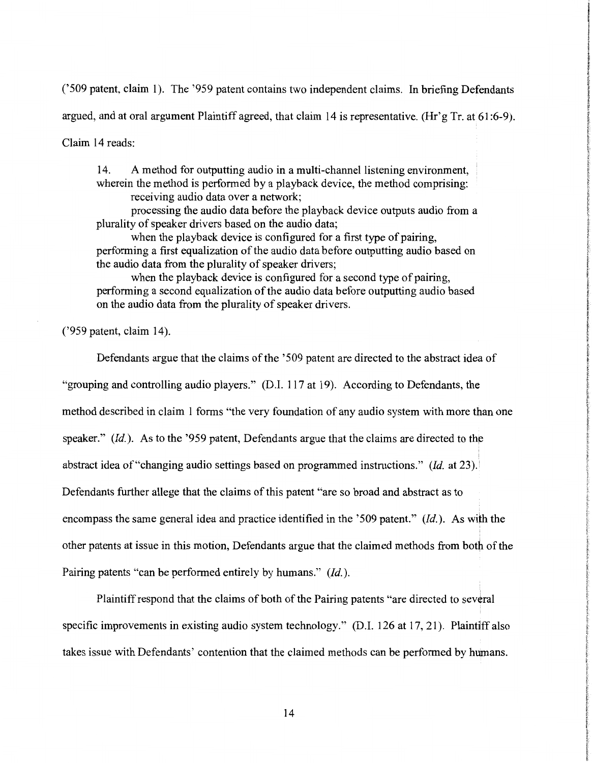('509 patent, claim 1). The '959 patent contains two independent claims. In briefing Defendants argued, and at oral argument Plaintiff agreed, that claim 14 is representative. (Hr'g Tr. at 61:6-9). Claim 14 reads:

> 14. A method for outputting audio in a multi-channel listening environment, wherein the method is performed by a playback device, the method comprising:
>
> receiving audio data over a network;
>
> processing the audio data before the playback device outputs audio from a plurality of speaker drivers based on the audio data;
>
> when the playback device is configured for a first type of pairing, performing a first equalization of the audio data before outputting audio based on the audio data from the plurality of speaker drivers;
>
> when the playback device is configured for a second type of pairing, performing a second equalization of the audio data before outputting audio based on the audio data from the plurality of speaker drivers.

('959 patent, claim 14).

Defendants argue that the claims of the '509 patent are directed to the abstract idea of "grouping and controlling audio players." (D.I. 117 at 19). According to Defendants, the method described in claim 1 forms "the very foundation of any audio system with more than one speaker." (*Id.*). As to the '959 patent, Defendants argue that the claims are directed to the abstract idea of "changing audio settings based on programmed instructions." (*Id.* at 23). Defendants further allege that the claims of this patent "are so broad and abstract as to encompass the same general idea and practice identified in the '509 patent." (*Id.*). As with the other patents at issue in this motion, Defendants argue that the claimed methods from both of the Pairing patents "can be performed entirely by humans." (*Id.*).

Plaintiff respond that the claims of both of the Pairing patents "are directed to several specific improvements in existing audio system technology." (D.I. 126 at 17, 21). Plaintiff also takes issue with Defendants' contention that the claimed methods can be performed by humans.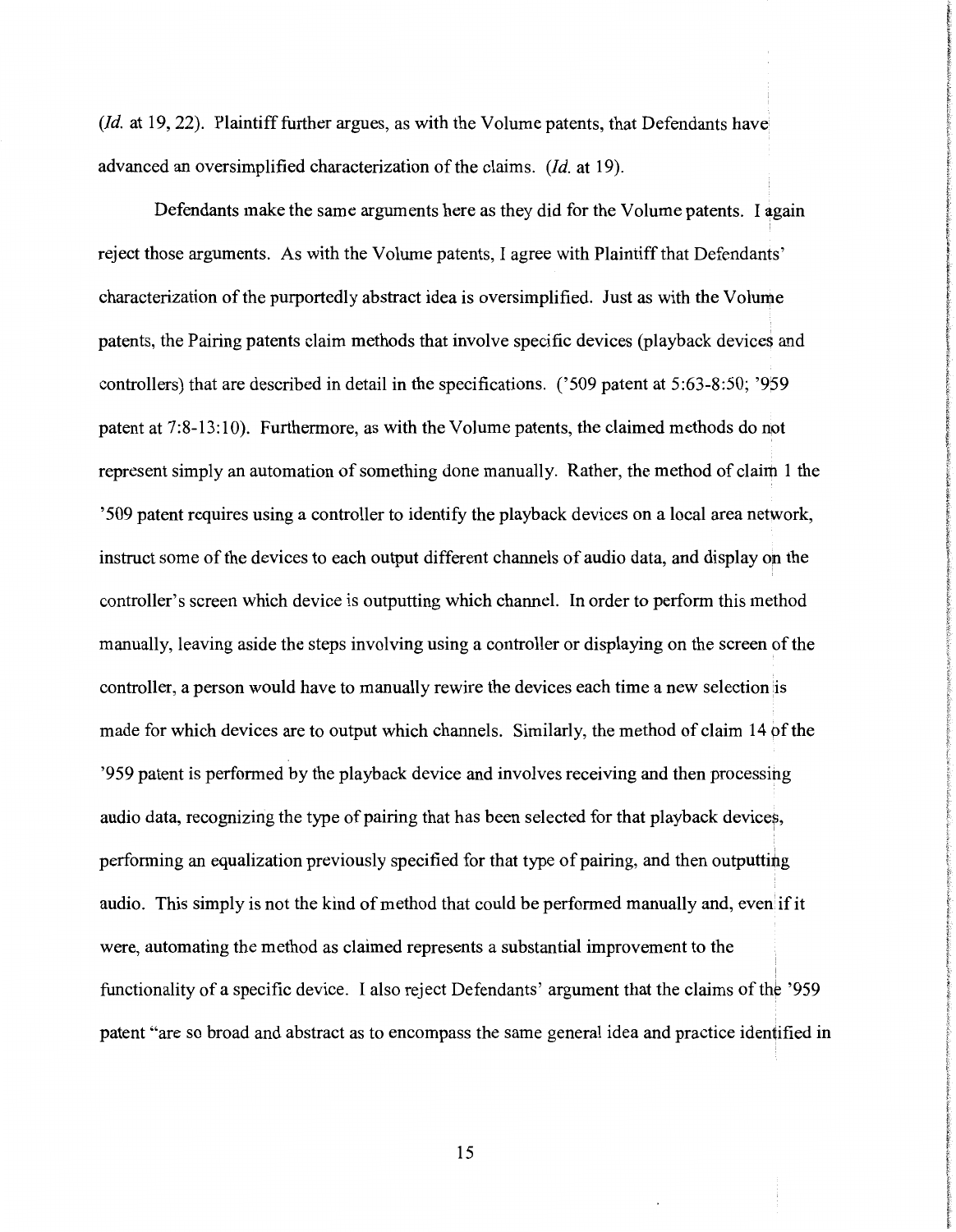(*Id.* at 19, 22). Plaintiff further argues, as with the Volume patents, that Defendants have advanced an oversimplified characterization of the claims. (*Id.* at 19).

Defendants make the same arguments here as they did for the Volume patents. I again reject those arguments. As with the Volume patents, I agree with Plaintiff that Defendants' characterization of the purportedly abstract idea is oversimplified. Just as with the Volume patents, the Pairing patents claim methods that involve specific devices (playback devices and controllers) that are described in detail in the specifications. ('509 patent at 5:63-8:50; '959 patent at 7:8-13:10). Furthermore, as with the Volume patents, the claimed methods do not represent simply an automation of something done manually. Rather, the method of claim 1 the '509 patent requires using a controller to identify the playback devices on a local area network, instruct some of the devices to each output different channels of audio data, and display on the controller's screen which device is outputting which channel. In order to perform this method manually, leaving aside the steps involving using a controller or displaying on the screen of the controller, a person would have to manually rewire the devices each time a new selection is made for which devices are to output which channels. Similarly, the method of claim 14 of the '959 patent is performed by the playback device and involves receiving and then processing audio data, recognizing the type of pairing that has been selected for that playback devices, performing an equalization previously specified for that type of pairing, and then outputting audio. This simply is not the kind of method that could be performed manually and, even if it were, automating the method as claimed represents a substantial improvement to the functionality of a specific device. I also reject Defendants' argument that the claims of the '959 patent "are so broad and abstract as to encompass the same general idea and practice identified in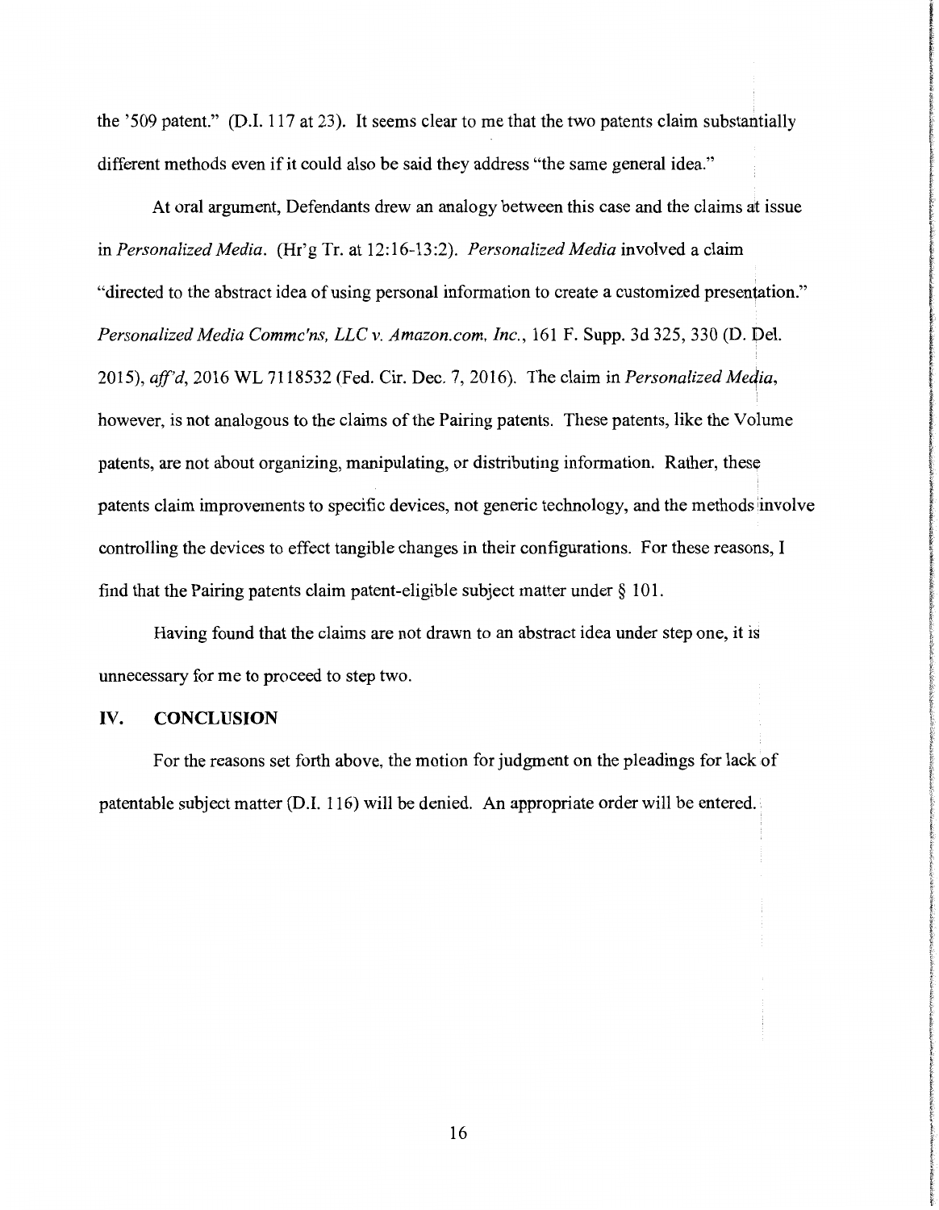the '509 patent." (D.I. 117 at 23). It seems clear to me that the two patents claim substantially different methods even if it could also be said they address "the same general idea."

At oral argument, Defendants drew an analogy between this case and the claims at issue in *Personalized Media*. (Hr'g Tr. at 12:16-13:2). *Personalized Media* involved a claim "directed to the abstract idea of using personal information to create a customized presentation." *Personalized Media Commc'ns, LLC v. Amazon.com, Inc.*, 161 F. Supp. 3d 325, 330 (D. Del. 2015), *aff'd*, 2016 WL 7118532 (Fed. Cir. Dec. 7, 2016). The claim in *Personalized Media*, however, is not analogous to the claims of the Pairing patents. These patents, like the Volume patents, are not about organizing, manipulating, or distributing information. Rather, these patents claim improvements to specific devices, not generic technology, and the methods involve controlling the devices to effect tangible changes in their configurations. For these reasons, I find that the Pairing patents claim patent-eligible subject matter under § 101.

Having found that the claims are not drawn to an abstract idea under step one, it is unnecessary for me to proceed to step two.

## IV. CONCLUSION

For the reasons set forth above, the motion for judgment on the pleadings for lack of patentable subject matter (D.I. 116) will be denied. An appropriate order will be entered.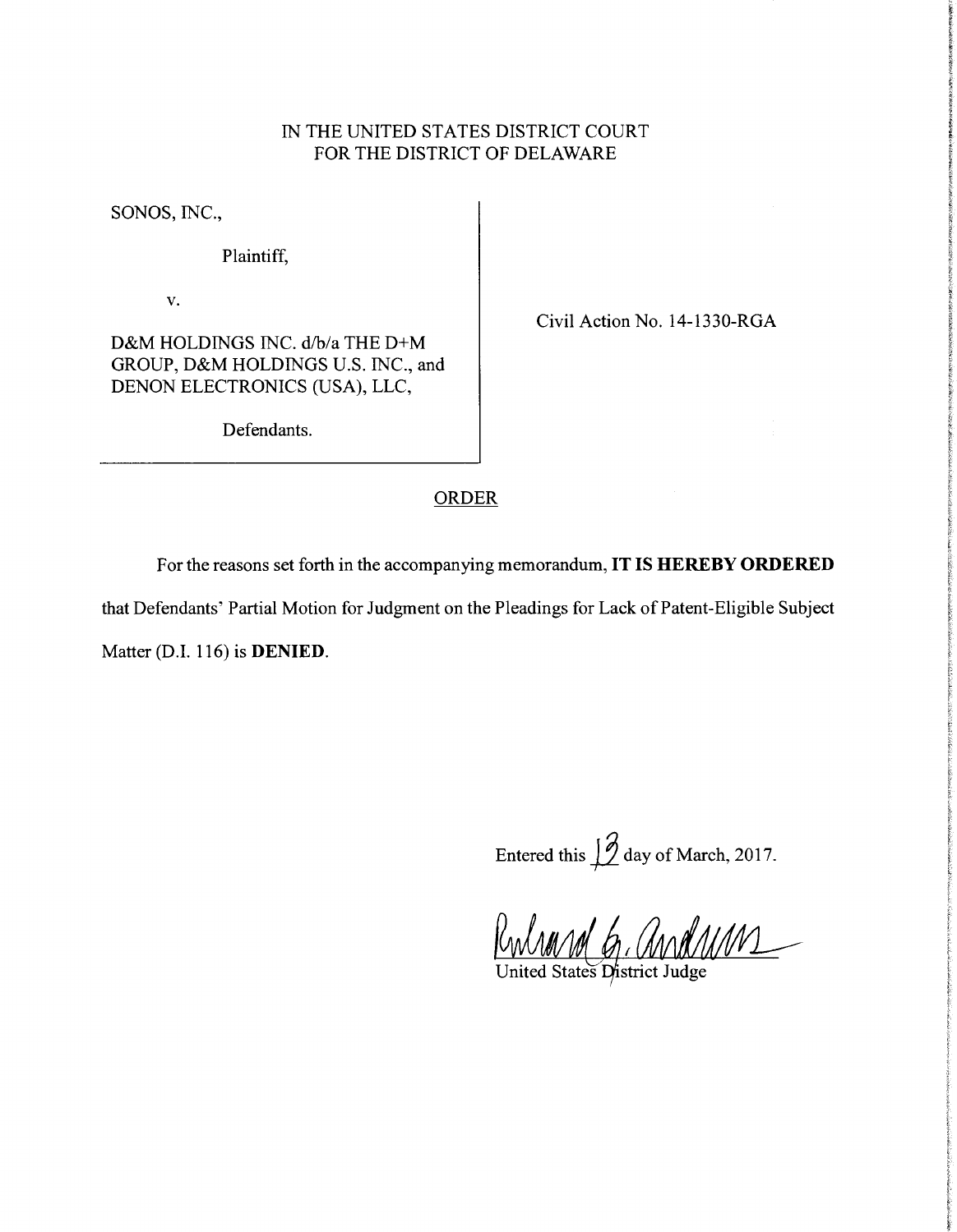IN THE UNITED STATES DISTRICT COURT
FOR THE DISTRICT OF DELAWARE

SONOS, INC.,

Plaintiff,

v.

D&M HOLDINGS INC. d/b/a THE D+M GROUP, D&M HOLDINGS U.S. INC., and DENON ELECTRONICS (USA), LLC,

Defendants.

Civil Action No. 14-1330-RGA

## ORDER

For the reasons set forth in the accompanying memorandum, **IT IS HEREBY ORDERED** that Defendants' Partial Motion for Judgment on the Pleadings for Lack of Patent-Eligible Subject Matter (D.I. 116) is **DENIED**.

Entered this 13 day of March, 2017.

United States District Judge